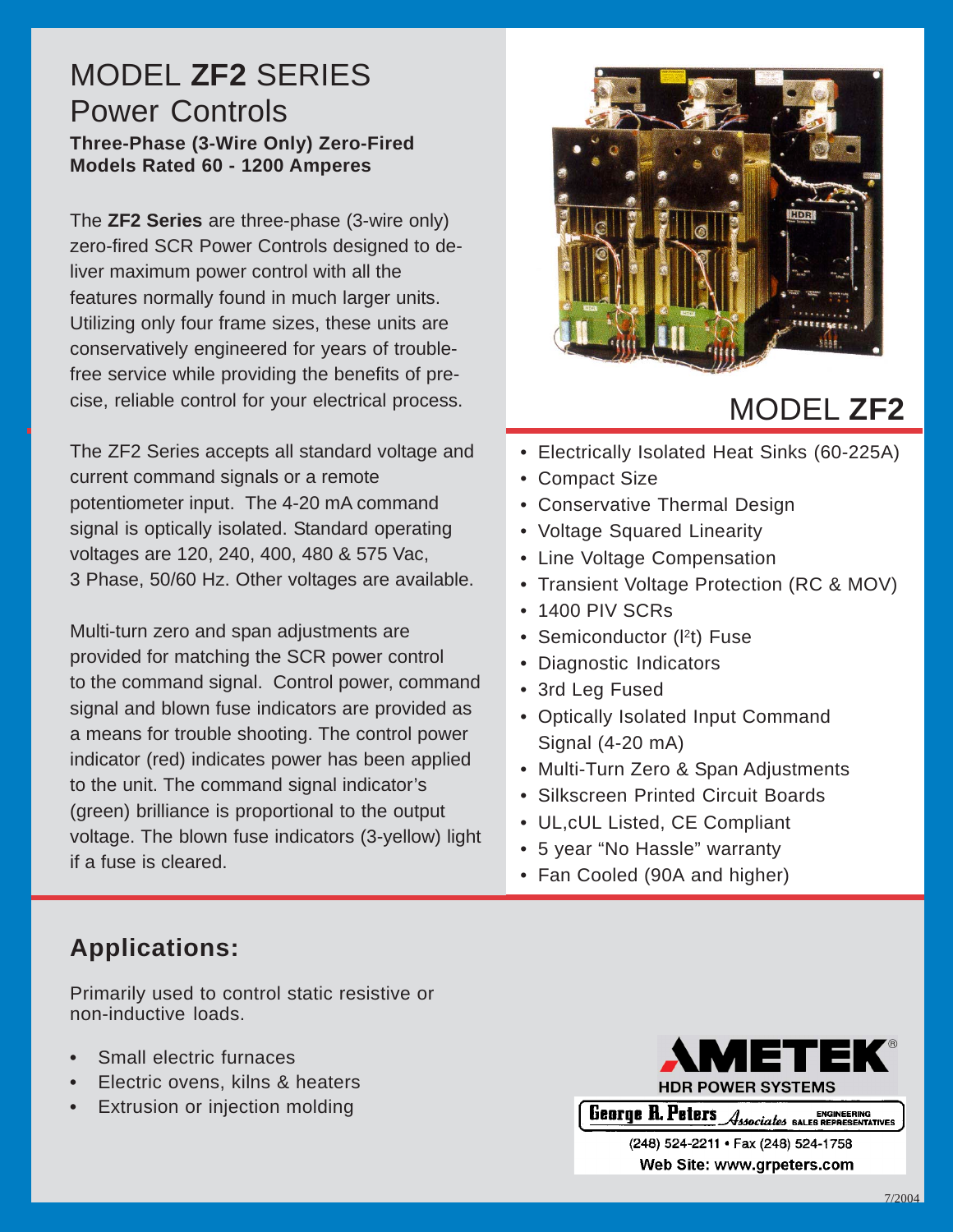# MODEL **ZF2** SERIES Power Controls

**Three-Phase (3-Wire Only) Zero-Fired Models Rated 60 - 1200 Amperes**

The **ZF2 Series** are three-phase (3-wire only) zero-fired SCR Power Controls designed to deliver maximum power control with all the features normally found in much larger units. Utilizing only four frame sizes, these units are conservatively engineered for years of trouble-free service while providing the benefits of precise, reliable control for your electrical process.

The ZF2 Series accepts all standard voltage and current command signals or a remote potentiometer input. The 4-20 mA command signal is optically isolated. Standard operating voltages are 120, 240, 400, 480 & 575 Vac, 3 Phase, 50/60 Hz. Other voltages are available.

Multi-turn zero and span adjustments are provided for matching the SCR power control to the command signal. Control power, command signal and blown fuse indicators are provided as a means for trouble shooting. The control power indicator (red) indicates power has been applied to the unit. The command signal indicator's (green) brilliance is proportional to the output voltage. The blown fuse indicators (3-yellow) light if a fuse is cleared.

## MODEL **ZF2**

- Electrically Isolated Heat Sinks (60-225A)
- Compact Size
- Conservative Thermal Design
- Voltage Squared Linearity
- Line Voltage Compensation
- Transient Voltage Protection (RC & MOV)
- 1400 PIV SCRs
- Semiconductor ($I^2t$) Fuse
- Diagnostic Indicators
- 3rd Leg Fused
- Optically Isolated Input Command Signal (4-20 mA)
- Multi-Turn Zero & Span Adjustments
- Silkscreen Printed Circuit Boards
- UL,cUL Listed, CE Compliant
- 5 year "No Hassle" warranty
- Fan Cooled (90A and higher)

## Applications:

Primarily used to control static resistive or non-inductive loads.

- Small electric furnaces
- Electric ovens, kilns & heaters
- Extrusion or injection molding

AMETEK®
HDR POWER SYSTEMS

George R. Peters Associates ENGINEERING SALES REPRESENTATIVES
(248) 524-2211 • Fax (248) 524-1758
Web Site: www.grpeters.com

7/2004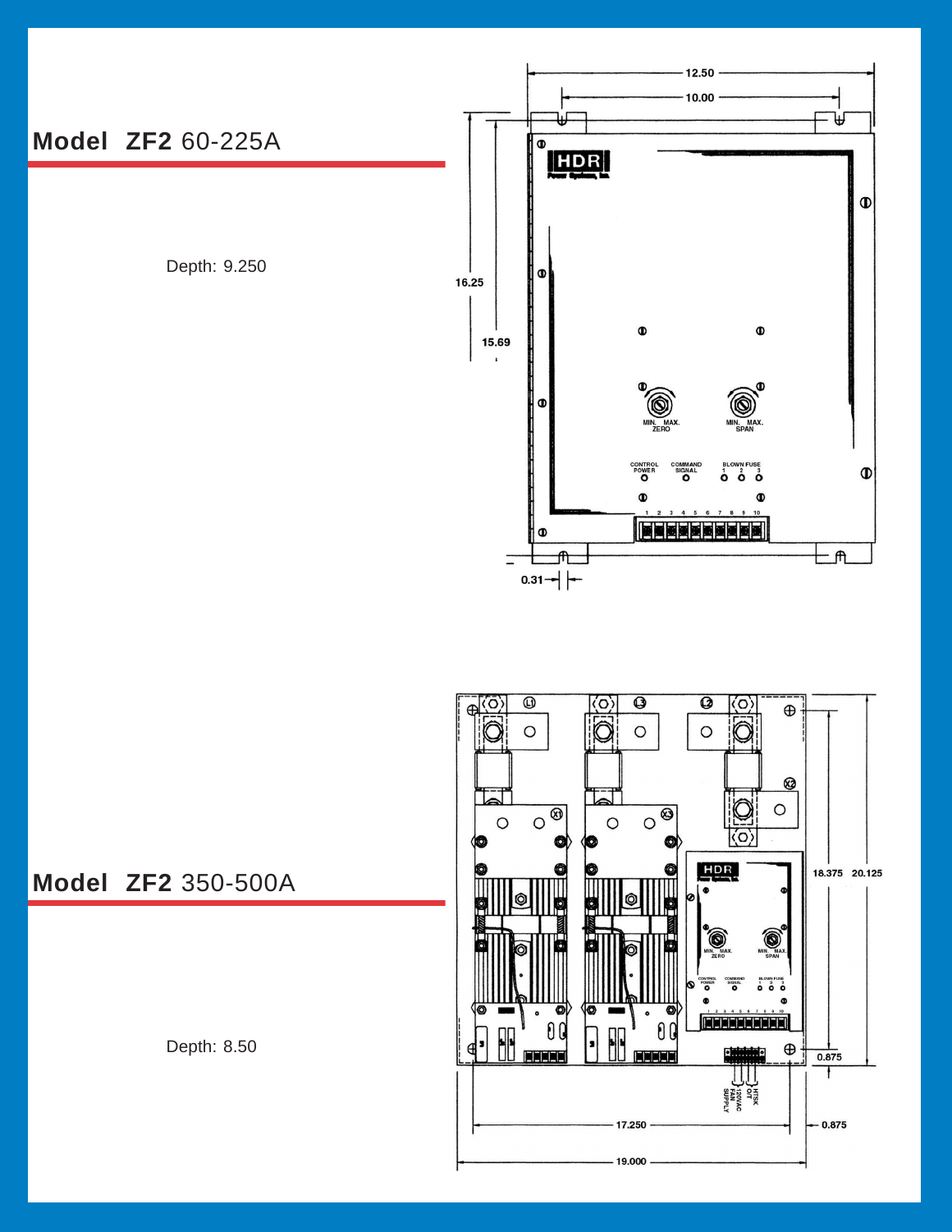## Model ZF2 60-225A

Depth: 9.250

## Model ZF2 350-500A

Depth: 8.50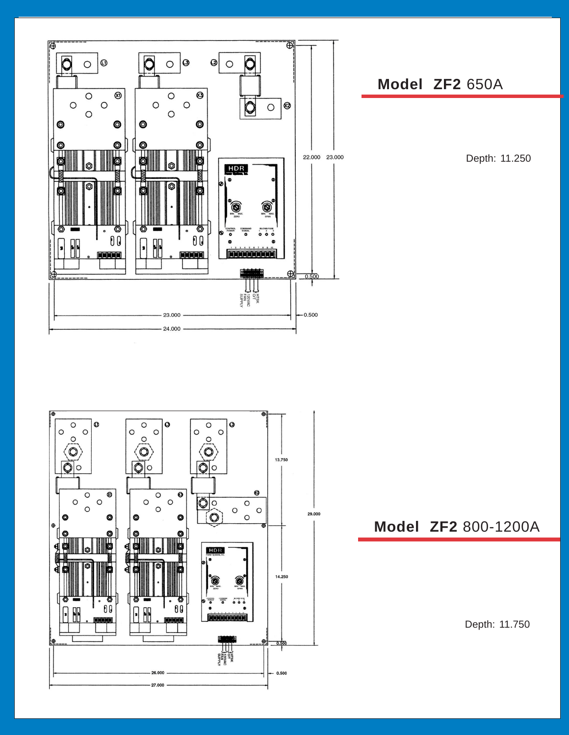## Model ZF2 650A

Depth: 11.250

## Model ZF2 800-1200A

Depth: 11.750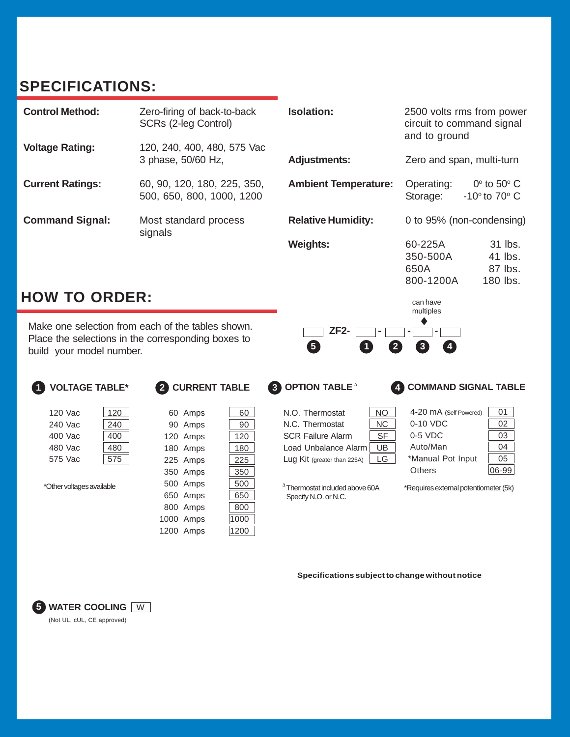## SPECIFICATIONS:

| | |
|---|---|
| **Control Method:** | Zero-firing of back-to-back SCRs (2-leg Control) |
| **Voltage Rating:** | 120, 240, 400, 480, 575 Vac 3 phase, 50/60 Hz, |
| **Current Ratings:** | 60, 90, 120, 180, 225, 350, 500, 650, 800, 1000, 1200 |
| **Command Signal:** | Most standard process signals |
| **Isolation:** | 2500 volts rms from power circuit to command signal and to ground |
| **Adjustments:** | Zero and span, multi-turn |
| **Ambient Temperature:** | Operating: 0° to 50° C<br>Storage: -10° to 70° C |
| **Relative Humidity:** | 0 to 95% (non-condensing) |
| **Weights:** | 60-225A 31 lbs.<br>350-500A 41 lbs.<br>650A 87 lbs.<br>800-1200A 180 lbs. |

## HOW TO ORDER:

Make one selection from each of the tables shown. Place the selections in the corresponding boxes to build your model number.

[ ] ZF2- [ ] - [ ] - [ ] - [ ]
(5) (1) (2) (3) (4)

(3) can have multiples

### 1 VOLTAGE TABLE*

| | |
|---|---|
| 120 Vac | 120 |
| 240 Vac | 240 |
| 400 Vac | 400 |
| 480 Vac | 480 |
| 575 Vac | 575 |

*Other voltages available

### 2 CURRENT TABLE

| | |
|---|---|
| 60 Amps | 60 |
| 90 Amps | 90 |
| 120 Amps | 120 |
| 180 Amps | 180 |
| 225 Amps | 225 |
| 350 Amps | 350 |
| 500 Amps | 500 |
| 650 Amps | 650 |
| 800 Amps | 800 |
| 1000 Amps | 1000 |
| 1200 Amps | 1200 |

### 3 OPTION TABLE Δ

| | |
|---|---|
| N.O. Thermostat | NO |
| N.C. Thermostat | NC |
| SCR Failure Alarm | SF |
| Load Unbalance Alarm | UB |
| Lug Kit (greater than 225A) | LG |

Δ Thermostat included above 60A Specify N.O. or N.C.

### 4 COMMAND SIGNAL TABLE

| | |
|---|---|
| 4-20 mA (Self Powered) | 01 |
| 0-10 VDC | 02 |
| 0-5 VDC | 03 |
| Auto/Man | 04 |
| *Manual Pot Input | 05 |
| Others | 06-99 |

*Requires external potentiometer (5k)

**Specifications subject to change without notice**

### 5 WATER COOLING W

(Not UL, cUL, CE approved)